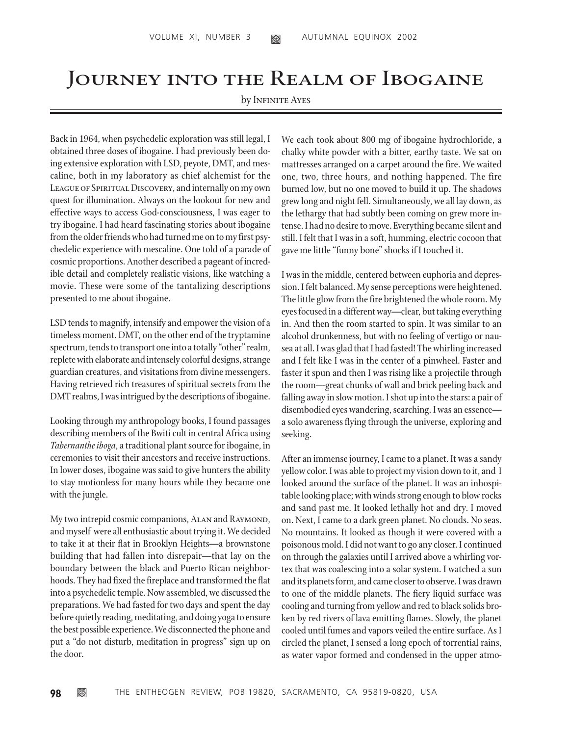# Journey into the Realm of Ibogaine

by Infinite Ayes

Back in 1964, when psychedelic exploration was still legal, I obtained three doses of ibogaine. I had previously been doing extensive exploration with LSD, peyote, DMT, and mescaline, both in my laboratory as chief alchemist for the League of Spiritual Discovery, and internally on my own quest for illumination. Always on the lookout for new and effective ways to access God-consciousness, I was eager to try ibogaine. I had heard fascinating stories about ibogaine from the older friends who had turned me on to my first psychedelic experience with mescaline. One told of a parade of cosmic proportions. Another described a pageant of incredible detail and completely realistic visions, like watching a movie. These were some of the tantalizing descriptions presented to me about ibogaine.

LSD tends to magnify, intensify and empower the vision of a timeless moment. DMT, on the other end of the tryptamine spectrum, tends to transport one into a totally "other" realm, replete with elaborate and intensely colorful designs, strange guardian creatures, and visitations from divine messengers. Having retrieved rich treasures of spiritual secrets from the DMT realms, I was intrigued by the descriptions of ibogaine.

Looking through my anthropology books, I found passages describing members of the Bwiti cult in central Africa using *Tabernanthe iboga*, a traditional plant source for ibogaine, in ceremonies to visit their ancestors and receive instructions. In lower doses, ibogaine was said to give hunters the ability to stay motionless for many hours while they became one with the jungle.

My two intrepid cosmic companions, Alan and Raymond, and myself were all enthusiastic about trying it. We decided to take it at their flat in Brooklyn Heights—a brownstone building that had fallen into disrepair—that lay on the boundary between the black and Puerto Rican neighborhoods. They had fixed the fireplace and transformed the flat into a psychedelic temple. Now assembled, we discussed the preparations. We had fasted for two days and spent the day before quietly reading, meditating, and doing yoga to ensure the best possible experience. We disconnected the phone and put a "do not disturb, meditation in progress" sign up on the door.

We each took about 800 mg of ibogaine hydrochloride, a chalky white powder with a bitter, earthy taste. We sat on mattresses arranged on a carpet around the fire. We waited one, two, three hours, and nothing happened. The fire burned low, but no one moved to build it up. The shadows grew long and night fell. Simultaneously, we all lay down, as the lethargy that had subtly been coming on grew more intense. I had no desire to move. Everything became silent and still. I felt that I was in a soft, humming, electric cocoon that gave me little "funny bone" shocks if I touched it.

I was in the middle, centered between euphoria and depression. I felt balanced. My sense perceptions were heightened. The little glow from the fire brightened the whole room. My eyes focused in a different way—clear, but taking everything in. And then the room started to spin. It was similar to an alcohol drunkenness, but with no feeling of vertigo or nausea at all. I was glad that I had fasted! The whirling increased and I felt like I was in the center of a pinwheel. Faster and faster it spun and then I was rising like a projectile through the room—great chunks of wall and brick peeling back and falling away in slow motion. I shot up into the stars: a pair of disembodied eyes wandering, searching. I was an essence—a solo awareness flying through the universe, exploring and seeking.

After an immense journey, I came to a planet. It was a sandy yellow color. I was able to project my vision down to it, and I looked around the surface of the planet. It was an inhospitable looking place; with winds strong enough to blow rocks and sand past me. It looked lethally hot and dry. I moved on. Next, I came to a dark green planet. No clouds. No seas. No mountains. It looked as though it were covered with a poisonous mold. I did not want to go any closer. I continued on through the galaxies until I arrived above a whirling vortex that was coalescing into a solar system. I watched a sun and its planets form, and came closer to observe. I was drawn to one of the middle planets. The fiery liquid surface was cooling and turning from yellow and red to black solids broken by red rivers of lava emitting flames. Slowly, the planet cooled until fumes and vapors veiled the entire surface. As I circled the planet, I sensed a long epoch of torrential rains, as water vapor formed and condensed in the upper atmo-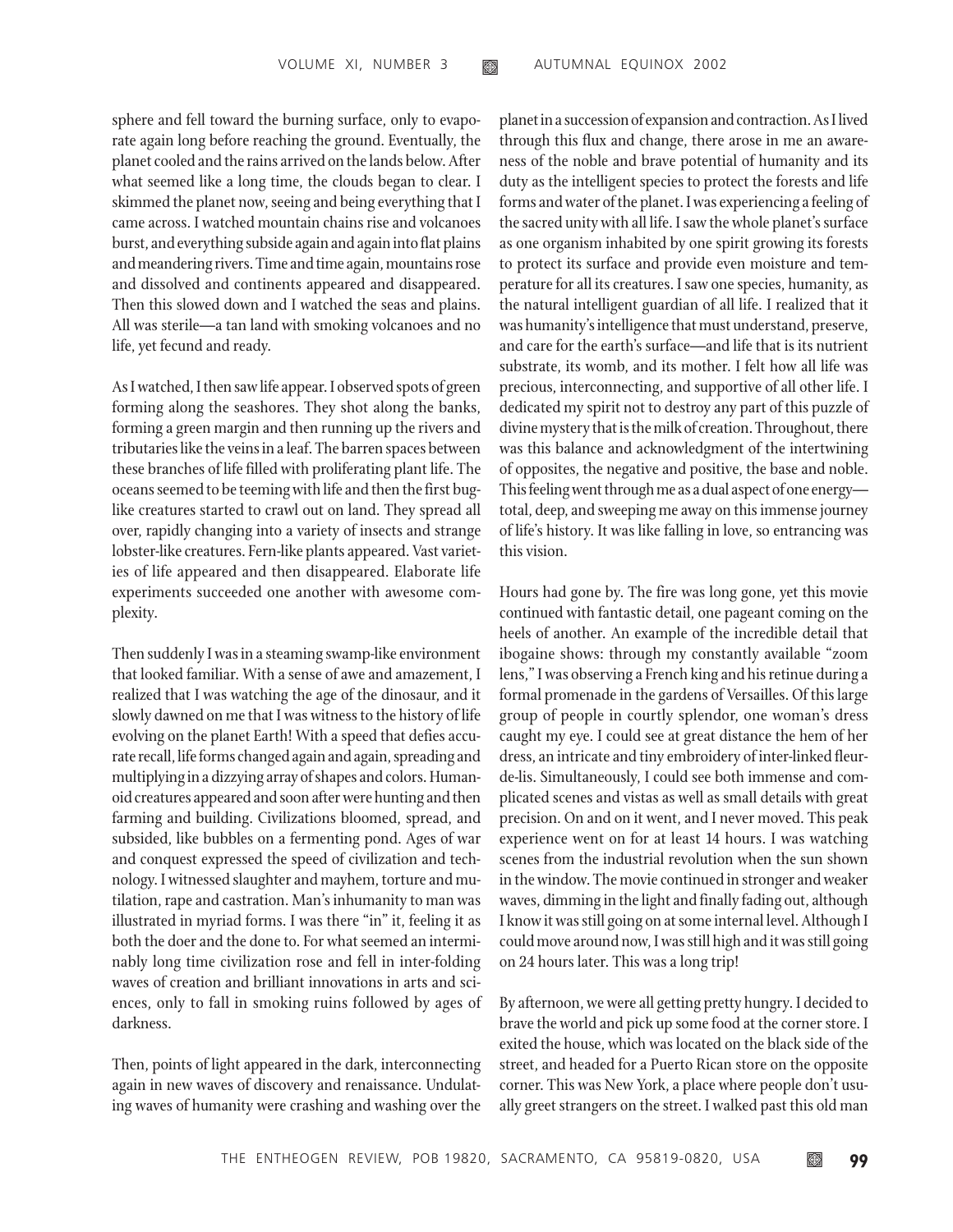sphere and fell toward the burning surface, only to evaporate again long before reaching the ground. Eventually, the planet cooled and the rains arrived on the lands below. After what seemed like a long time, the clouds began to clear. I skimmed the planet now, seeing and being everything that I came across. I watched mountain chains rise and volcanoes burst, and everything subside again and again into flat plains and meandering rivers. Time and time again, mountains rose and dissolved and continents appeared and disappeared. Then this slowed down and I watched the seas and plains. All was sterile—a tan land with smoking volcanoes and no life, yet fecund and ready.

As I watched, I then saw life appear. I observed spots of green forming along the seashores. They shot along the banks, forming a green margin and then running up the rivers and tributaries like the veins in a leaf. The barren spaces between these branches of life filled with proliferating plant life. The oceans seemed to be teeming with life and then the first bug-like creatures started to crawl out on land. They spread all over, rapidly changing into a variety of insects and strange lobster-like creatures. Fern-like plants appeared. Vast varieties of life appeared and then disappeared. Elaborate life experiments succeeded one another with awesome complexity.

Then suddenly I was in a steaming swamp-like environment that looked familiar. With a sense of awe and amazement, I realized that I was watching the age of the dinosaur, and it slowly dawned on me that I was witness to the history of life evolving on the planet Earth! With a speed that defies accurate recall, life forms changed again and again, spreading and multiplying in a dizzying array of shapes and colors. Humanoid creatures appeared and soon after were hunting and then farming and building. Civilizations bloomed, spread, and subsided, like bubbles on a fermenting pond. Ages of war and conquest expressed the speed of civilization and technology. I witnessed slaughter and mayhem, torture and mutilation, rape and castration. Man's inhumanity to man was illustrated in myriad forms. I was there "in" it, feeling it as both the doer and the done to. For what seemed an interminably long time civilization rose and fell in inter-folding waves of creation and brilliant innovations in arts and sciences, only to fall in smoking ruins followed by ages of darkness.

Then, points of light appeared in the dark, interconnecting again in new waves of discovery and renaissance. Undulating waves of humanity were crashing and washing over the planet in a succession of expansion and contraction. As I lived through this flux and change, there arose in me an awareness of the noble and brave potential of humanity and its duty as the intelligent species to protect the forests and life forms and water of the planet. I was experiencing a feeling of the sacred unity with all life. I saw the whole planet's surface as one organism inhabited by one spirit growing its forests to protect its surface and provide even moisture and temperature for all its creatures. I saw one species, humanity, as the natural intelligent guardian of all life. I realized that it was humanity's intelligence that must understand, preserve, and care for the earth's surface—and life that is its nutrient substrate, its womb, and its mother. I felt how all life was precious, interconnecting, and supportive of all other life. I dedicated my spirit not to destroy any part of this puzzle of divine mystery that is the milk of creation. Throughout, there was this balance and acknowledgment of the intertwining of opposites, the negative and positive, the base and noble. This feeling went through me as a dual aspect of one energy—total, deep, and sweeping me away on this immense journey of life's history. It was like falling in love, so entrancing was this vision.

Hours had gone by. The fire was long gone, yet this movie continued with fantastic detail, one pageant coming on the heels of another. An example of the incredible detail that ibogaine shows: through my constantly available "zoom lens," I was observing a French king and his retinue during a formal promenade in the gardens of Versailles. Of this large group of people in courtly splendor, one woman's dress caught my eye. I could see at great distance the hem of her dress, an intricate and tiny embroidery of inter-linked fleur-de-lis. Simultaneously, I could see both immense and complicated scenes and vistas as well as small details with great precision. On and on it went, and I never moved. This peak experience went on for at least 14 hours. I was watching scenes from the industrial revolution when the sun shown in the window. The movie continued in stronger and weaker waves, dimming in the light and finally fading out, although I know it was still going on at some internal level. Although I could move around now, I was still high and it was still going on 24 hours later. This was a long trip!

By afternoon, we were all getting pretty hungry. I decided to brave the world and pick up some food at the corner store. I exited the house, which was located on the black side of the street, and headed for a Puerto Rican store on the opposite corner. This was New York, a place where people don't usually greet strangers on the street. I walked past this old man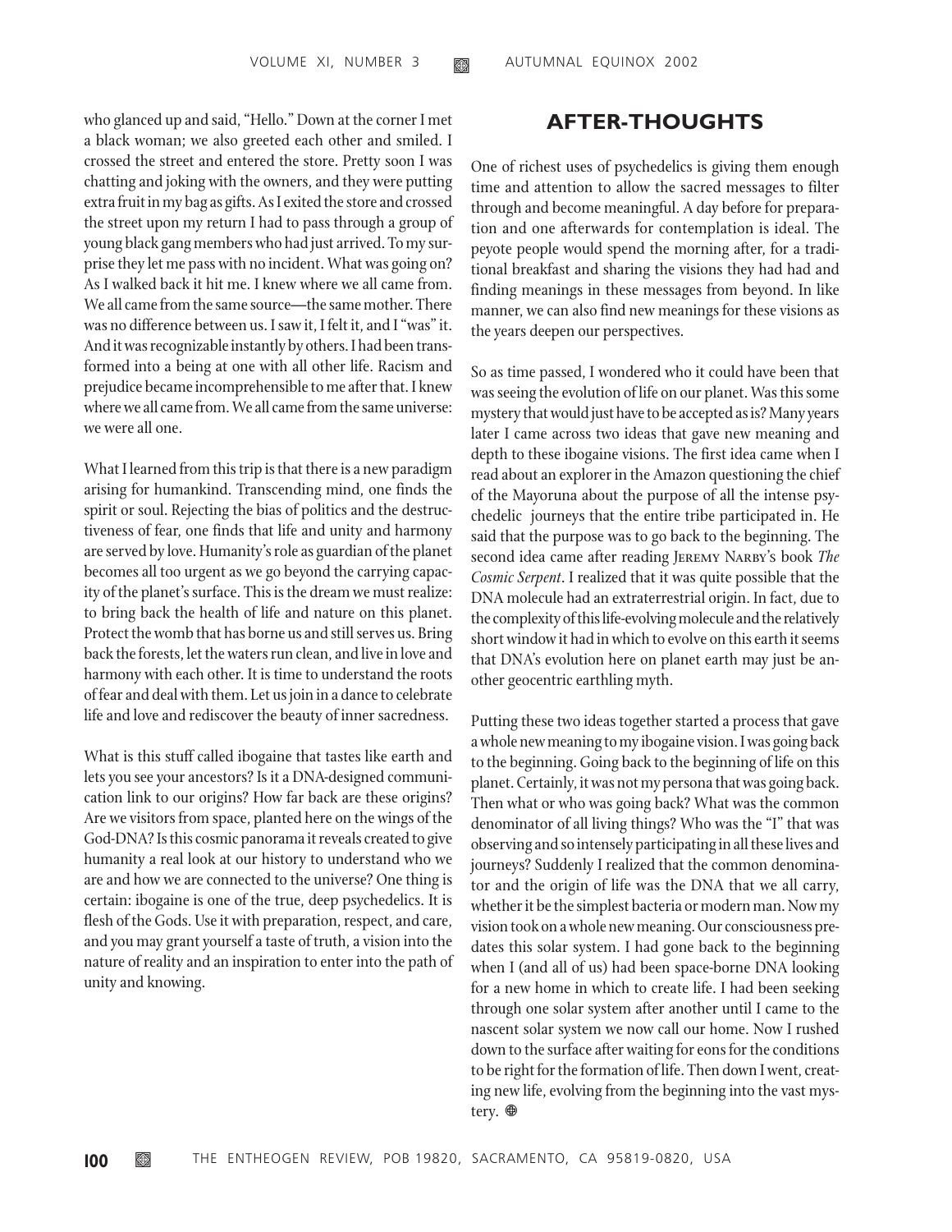who glanced up and said, "Hello." Down at the corner I met a black woman; we also greeted each other and smiled. I crossed the street and entered the store. Pretty soon I was chatting and joking with the owners, and they were putting extra fruit in my bag as gifts. As I exited the store and crossed the street upon my return I had to pass through a group of young black gang members who had just arrived. To my surprise they let me pass with no incident. What was going on? As I walked back it hit me. I knew where we all came from. We all came from the same source—the same mother. There was no difference between us. I saw it, I felt it, and I "was" it. And it was recognizable instantly by others. I had been transformed into a being at one with all other life. Racism and prejudice became incomprehensible to me after that. I knew where we all came from. We all came from the same universe: we were all one.

What I learned from this trip is that there is a new paradigm arising for humankind. Transcending mind, one finds the spirit or soul. Rejecting the bias of politics and the destructiveness of fear, one finds that life and unity and harmony are served by love. Humanity's role as guardian of the planet becomes all too urgent as we go beyond the carrying capacity of the planet's surface. This is the dream we must realize: to bring back the health of life and nature on this planet. Protect the womb that has borne us and still serves us. Bring back the forests, let the waters run clean, and live in love and harmony with each other. It is time to understand the roots of fear and deal with them. Let us join in a dance to celebrate life and love and rediscover the beauty of inner sacredness.

What is this stuff called ibogaine that tastes like earth and lets you see your ancestors? Is it a DNA-designed communication link to our origins? How far back are these origins? Are we visitors from space, planted here on the wings of the God-DNA? Is this cosmic panorama it reveals created to give humanity a real look at our history to understand who we are and how we are connected to the universe? One thing is certain: ibogaine is one of the true, deep psychedelics. It is flesh of the Gods. Use it with preparation, respect, and care, and you may grant yourself a taste of truth, a vision into the nature of reality and an inspiration to enter into the path of unity and knowing.

## AFTER-THOUGHTS

One of richest uses of psychedelics is giving them enough time and attention to allow the sacred messages to filter through and become meaningful. A day before for preparation and one afterwards for contemplation is ideal. The peyote people would spend the morning after, for a traditional breakfast and sharing the visions they had had and finding meanings in these messages from beyond. In like manner, we can also find new meanings for these visions as the years deepen our perspectives.

So as time passed, I wondered who it could have been that was seeing the evolution of life on our planet. Was this some mystery that would just have to be accepted as is? Many years later I came across two ideas that gave new meaning and depth to these ibogaine visions. The first idea came when I read about an explorer in the Amazon questioning the chief of the Mayoruna about the purpose of all the intense psychedelic journeys that the entire tribe participated in. He said that the purpose was to go back to the beginning. The second idea came after reading Jeremy Narby's book *The Cosmic Serpent*. I realized that it was quite possible that the DNA molecule had an extraterrestrial origin. In fact, due to the complexity of this life-evolving molecule and the relatively short window it had in which to evolve on this earth it seems that DNA's evolution here on planet earth may just be another geocentric earthling myth.

Putting these two ideas together started a process that gave a whole new meaning to my ibogaine vision. I was going back to the beginning. Going back to the beginning of life on this planet. Certainly, it was not my persona that was going back. Then what or who was going back? What was the common denominator of all living things? Who was the "I" that was observing and so intensely participating in all these lives and journeys? Suddenly I realized that the common denominator and the origin of life was the DNA that we all carry, whether it be the simplest bacteria or modern man. Now my vision took on a whole new meaning. Our consciousness predates this solar system. I had gone back to the beginning when I (and all of us) had been space-borne DNA looking for a new home in which to create life. I had been seeking through one solar system after another until I came to the nascent solar system we now call our home. Now I rushed down to the surface after waiting for eons for the conditions to be right for the formation of life. Then down I went, creating new life, evolving from the beginning into the vast mystery. ⊕